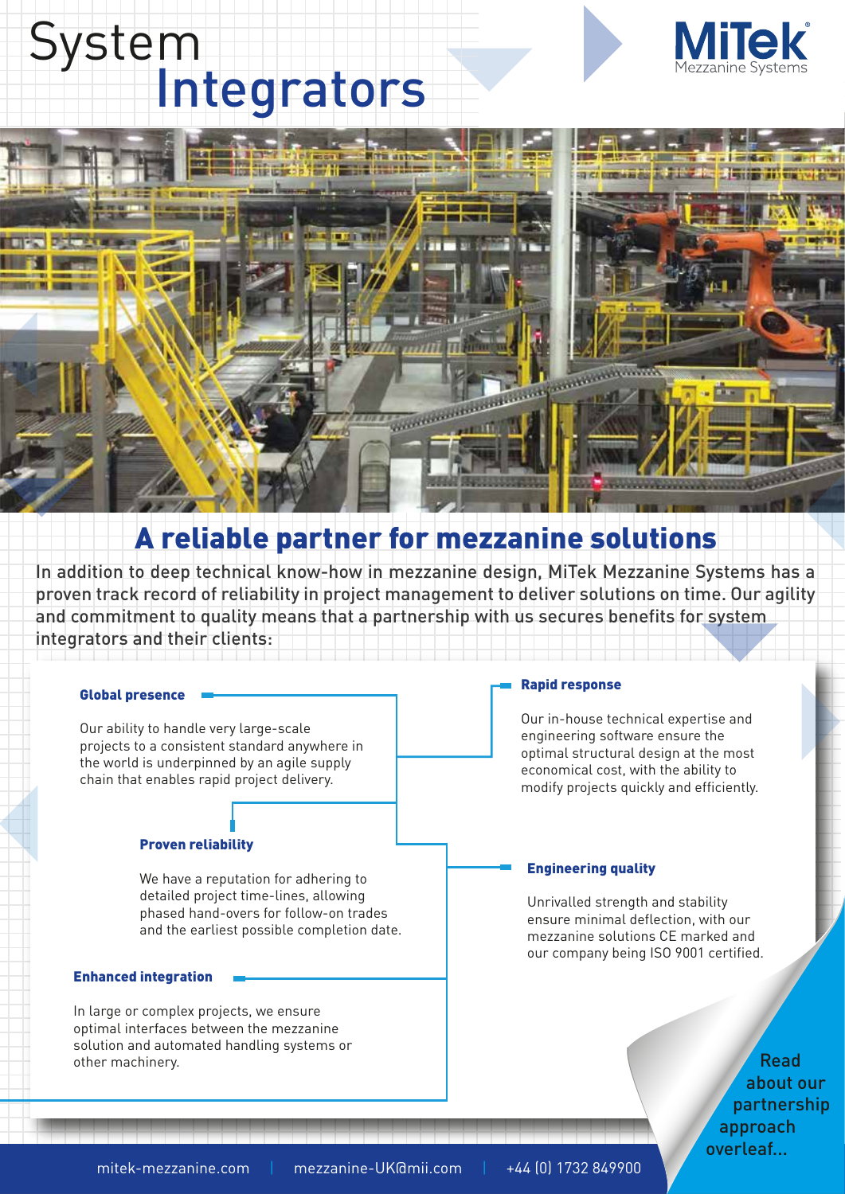# System Integrators

MiTek Mezzanine Systems

## A reliable partner for mezzanine solutions

In addition to deep technical know-how in mezzanine design, MiTek Mezzanine Systems has a proven track record of reliability in project management to deliver solutions on time. Our agility and commitment to quality means that a partnership with us secures benefits for system integrators and their clients:

### Global presence

Our ability to handle very large-scale projects to a consistent standard anywhere in the world is underpinned by an agile supply chain that enables rapid project delivery.

### Proven reliability

We have a reputation for adhering to detailed project time-lines, allowing phased hand-overs for follow-on trades and the earliest possible completion date.

### Enhanced integration

In large or complex projects, we ensure optimal interfaces between the mezzanine solution and automated handling systems or other machinery.

### Rapid response

Our in-house technical expertise and engineering software ensure the optimal structural design at the most economical cost, with the ability to modify projects quickly and efficiently.

### Engineering quality

Unrivalled strength and stability ensure minimal deflection, with our mezzanine solutions CE marked and our company being ISO 9001 certified.

Read about our partnership approach overleaf...

mitek-mezzanine.com | mezzanine-UK@mii.com | +44 (0) 1732 849900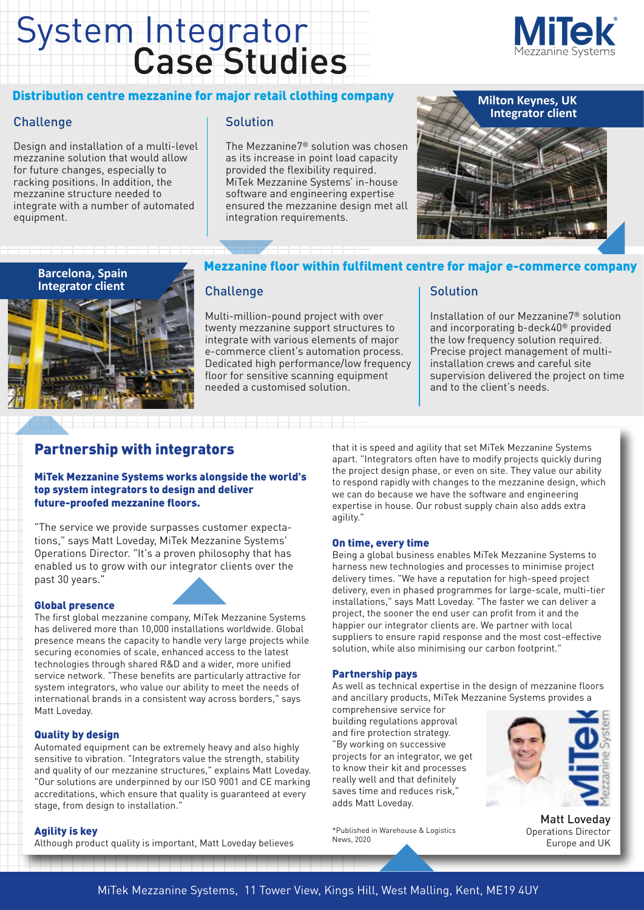# System Integrator Case Studies

MiTek Mezzanine Systems

## Distribution centre mezzanine for major retail clothing company

**Milton Keynes, UK Integrator client**

### Challenge

Design and installation of a multi-level mezzanine solution that would allow for future changes, especially to racking positions. In addition, the mezzanine structure needed to integrate with a number of automated equipment.

### Solution

The Mezzanine7® solution was chosen as its increase in point load capacity provided the flexibility required. MiTek Mezzanine Systems' in-house software and engineering expertise ensured the mezzanine design met all integration requirements.

## Mezzanine floor within fulfilment centre for major e-commerce company

**Barcelona, Spain Integrator client**

### Challenge

Multi-million-pound project with over twenty mezzanine support structures to integrate with various elements of major e-commerce client's automation process. Dedicated high performance/low frequency floor for sensitive scanning equipment needed a customised solution.

### Solution

Installation of our Mezzanine7® solution and incorporating b-deck40® provided the low frequency solution required. Precise project management of multi-installation crews and careful site supervision delivered the project on time and to the client's needs.

## Partnership with integrators

**MiTek Mezzanine Systems works alongside the world's top system integrators to design and deliver future-proofed mezzanine floors.**

"The service we provide surpasses customer expectations," says Matt Loveday, MiTek Mezzanine Systems' Operations Director. "It's a proven philosophy that has enabled us to grow with our integrator clients over the past 30 years."

### Global presence

The first global mezzanine company, MiTek Mezzanine Systems has delivered more than 10,000 installations worldwide. Global presence means the capacity to handle very large projects while securing economies of scale, enhanced access to the latest technologies through shared R&D and a wider, more unified service network. "These benefits are particularly attractive for system integrators, who value our ability to meet the needs of international brands in a consistent way across borders," says Matt Loveday.

### Quality by design

Automated equipment can be extremely heavy and also highly sensitive to vibration. "Integrators value the strength, stability and quality of our mezzanine structures," explains Matt Loveday. "Our solutions are underpinned by our ISO 9001 and CE marking accreditations, which ensure that quality is guaranteed at every stage, from design to installation."

### Agility is key

Although product quality is important, Matt Loveday believes that it is speed and agility that set MiTek Mezzanine Systems apart. "Integrators often have to modify projects quickly during the project design phase, or even on site. They value our ability to respond rapidly with changes to the mezzanine design, which we can do because we have the software and engineering expertise in house. Our robust supply chain also adds extra agility."

### On time, every time

Being a global business enables MiTek Mezzanine Systems to harness new technologies and processes to minimise project delivery times. "We have a reputation for high-speed project delivery, even in phased programmes for large-scale, multi-tier installations," says Matt Loveday. "The faster we can deliver a project, the sooner the end user can profit from it and the happier our integrator clients are. We partner with local suppliers to ensure rapid response and the most cost-effective solution, while also minimising our carbon footprint."

### Partnership pays

As well as technical expertise in the design of mezzanine floors and ancillary products, MiTek Mezzanine Systems provides a comprehensive service for building regulations approval and fire protection strategy. "By working on successive projects for an integrator, we get to know their kit and processes really well and that definitely saves time and reduces risk," adds Matt Loveday.

Matt Loveday
Operations Director
Europe and UK

*Published in Warehouse & Logistics News, 2020

MiTek Mezzanine Systems, 11 Tower View, Kings Hill, West Malling, Kent, ME19 4UY